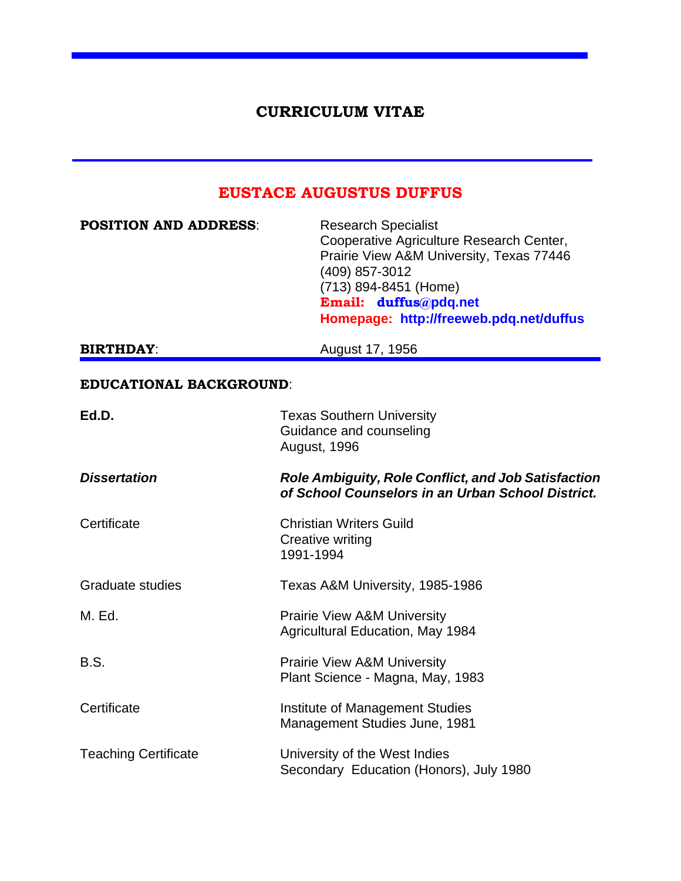# CURRICULUM VITAE

## EUSTACE AUGUSTUS DUFFUS

**POSITION AND ADDRESS**:

Research Specialist
Cooperative Agriculture Research Center,
Prairie View A&M University, Texas 77446
(409) 857-3012
(713) 894-8451 (Home)
**Email: duffus@pdq.net**
**Homepage: http://freeweb.pdq.net/duffus**

**BIRTHDAY**: August 17, 1956

**EDUCATIONAL BACKGROUND**:

**Ed.D.**
Texas Southern University
Guidance and counseling
August, 1996

***Dissertation***
***Role Ambiguity, Role Conflict, and Job Satisfaction of School Counselors in an Urban School District.***

Certificate
Christian Writers Guild
Creative writing
1991-1994

Graduate studies
Texas A&M University, 1985-1986

M. Ed.
Prairie View A&M University
Agricultural Education, May 1984

B.S.
Prairie View A&M University
Plant Science - Magna, May, 1983

Certificate
Institute of Management Studies
Management Studies June, 1981

Teaching Certificate
University of the West Indies
Secondary Education (Honors), July 1980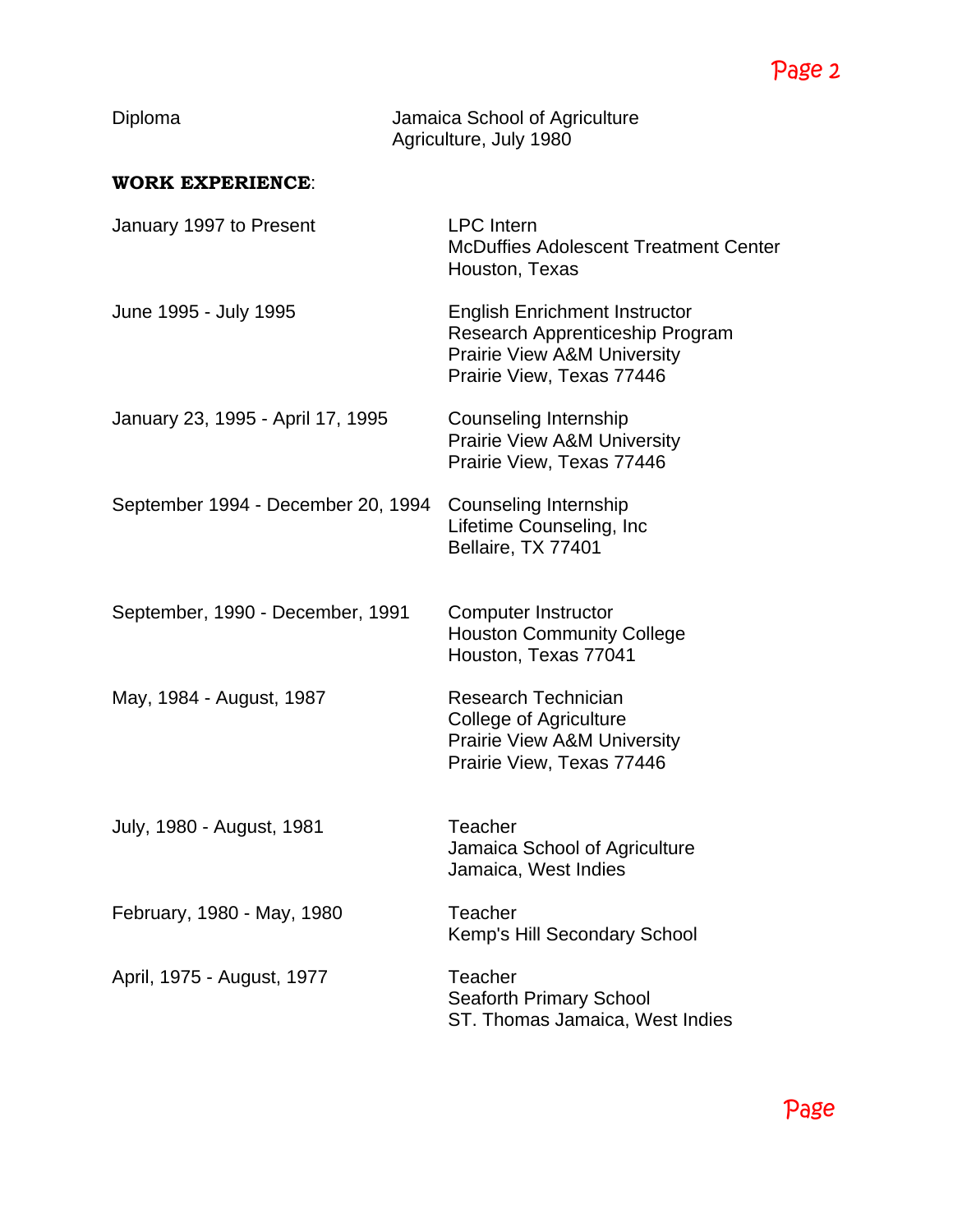| | |
|---|---|
| Diploma | Jamaica School of Agriculture<br>Agriculture, July 1980 |

**WORK EXPERIENCE**:

| | |
|---|---|
| January 1997 to Present | LPC Intern<br>McDuffies Adolescent Treatment Center<br>Houston, Texas |
| June 1995 - July 1995 | English Enrichment Instructor<br>Research Apprenticeship Program<br>Prairie View A&M University<br>Prairie View, Texas 77446 |
| January 23, 1995 - April 17, 1995 | Counseling Internship<br>Prairie View A&M University<br>Prairie View, Texas 77446 |
| September 1994 - December 20, 1994 | Counseling Internship<br>Lifetime Counseling, Inc<br>Bellaire, TX 77401 |
| September, 1990 - December, 1991 | Computer Instructor<br>Houston Community College<br>Houston, Texas 77041 |
| May, 1984 - August, 1987 | Research Technician<br>College of Agriculture<br>Prairie View A&M University<br>Prairie View, Texas 77446 |
| July, 1980 - August, 1981 | Teacher<br>Jamaica School of Agriculture<br>Jamaica, West Indies |
| February, 1980 - May, 1980 | Teacher<br>Kemp's Hill Secondary School |
| April, 1975 - August, 1977 | Teacher<br>Seaforth Primary School<br>ST. Thomas Jamaica, West Indies |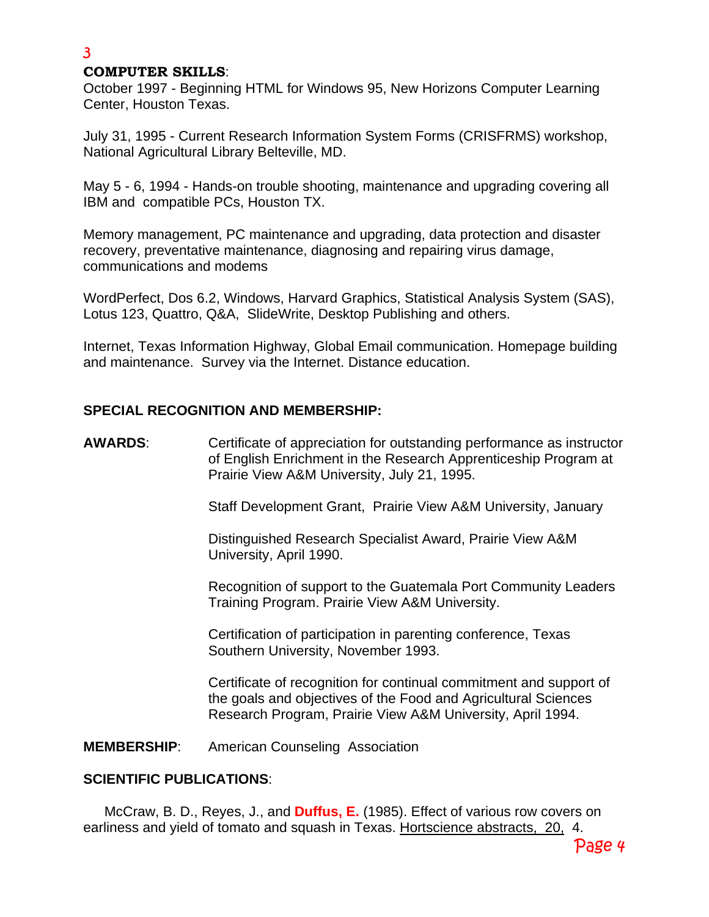## COMPUTER SKILLS:

October 1997 - Beginning HTML for Windows 95, New Horizons Computer Learning Center, Houston Texas.

July 31, 1995 - Current Research Information System Forms (CRISFRMS) workshop, National Agricultural Library Belteville, MD.

May 5 - 6, 1994 - Hands-on trouble shooting, maintenance and upgrading covering all IBM and compatible PCs, Houston TX.

Memory management, PC maintenance and upgrading, data protection and disaster recovery, preventative maintenance, diagnosing and repairing virus damage, communications and modems

WordPerfect, Dos 6.2, Windows, Harvard Graphics, Statistical Analysis System (SAS), Lotus 123, Quattro, Q&A, SlideWrite, Desktop Publishing and others.

Internet, Texas Information Highway, Global Email communication. Homepage building and maintenance. Survey via the Internet. Distance education.

## SPECIAL RECOGNITION AND MEMBERSHIP:

**AWARDS**:

Certificate of appreciation for outstanding performance as instructor of English Enrichment in the Research Apprenticeship Program at Prairie View A&M University, July 21, 1995.

Staff Development Grant, Prairie View A&M University, January

Distinguished Research Specialist Award, Prairie View A&M University, April 1990.

Recognition of support to the Guatemala Port Community Leaders Training Program. Prairie View A&M University.

Certification of participation in parenting conference, Texas Southern University, November 1993.

Certificate of recognition for continual commitment and support of the goals and objectives of the Food and Agricultural Sciences Research Program, Prairie View A&M University, April 1994.

**MEMBERSHIP**: American Counseling Association

## SCIENTIFIC PUBLICATIONS:

McCraw, B. D., Reyes, J., and **Duffus, E.** (1985). Effect of various row covers on earliness and yield of tomato and squash in Texas. Hortscience abstracts, 20, 4.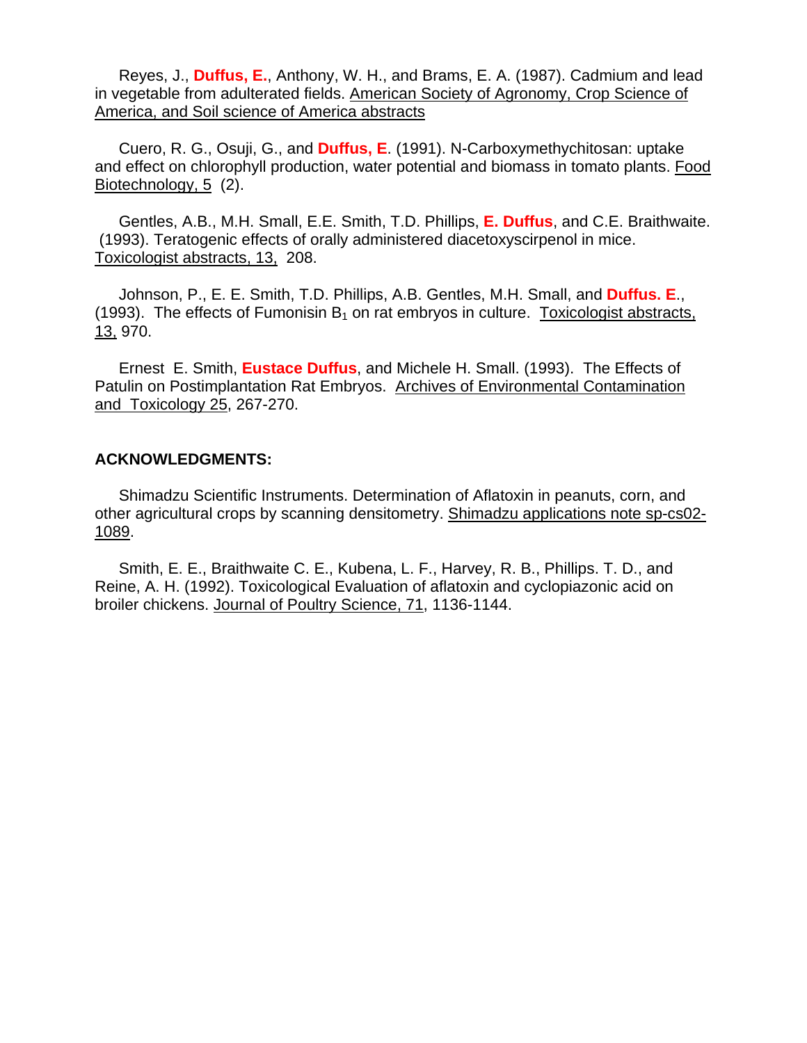Reyes, J., **Duffus, E.**, Anthony, W. H., and Brams, E. A. (1987). Cadmium and lead in vegetable from adulterated fields. American Society of Agronomy, Crop Science of America, and Soil science of America abstracts

Cuero, R. G., Osuji, G., and **Duffus, E**. (1991). N-Carboxymethychitosan: uptake and effect on chlorophyll production, water potential and biomass in tomato plants. Food Biotechnology, 5 (2).

Gentles, A.B., M.H. Small, E.E. Smith, T.D. Phillips, **E. Duffus**, and C.E. Braithwaite. (1993). Teratogenic effects of orally administered diacetoxyscirpenol in mice. Toxicologist abstracts, 13, 208.

Johnson, P., E. E. Smith, T.D. Phillips, A.B. Gentles, M.H. Small, and **Duffus. E**., (1993). The effects of Fumonisin $B_1$ on rat embryos in culture. Toxicologist abstracts, 13, 970.

Ernest E. Smith, **Eustace Duffus**, and Michele H. Small. (1993). The Effects of Patulin on Postimplantation Rat Embryos. Archives of Environmental Contamination and Toxicology 25, 267-270.

**ACKNOWLEDGMENTS:**

Shimadzu Scientific Instruments. Determination of Aflatoxin in peanuts, corn, and other agricultural crops by scanning densitometry. Shimadzu applications note sp-cs02-1089.

Smith, E. E., Braithwaite C. E., Kubena, L. F., Harvey, R. B., Phillips. T. D., and Reine, A. H. (1992). Toxicological Evaluation of aflatoxin and cyclopiazonic acid on broiler chickens. Journal of Poultry Science, 71, 1136-1144.